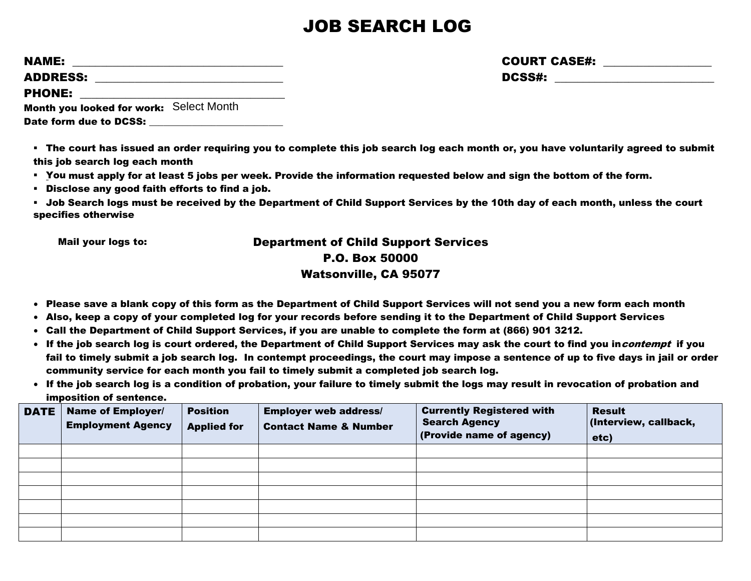# JOB SEARCH LOG

**NAME:** ___________________________________ **COURT CASE#:** __________________

**ADDRESS:** ________________________________ **DCSS#:** ____________________________

**PHONE:** __________________________________

**Month you looked for work:** Select Month

**Date form due to DCSS:** ________________________

- **The court has issued an order requiring you to complete this job search log each month or, you have voluntarily agreed to submit this job search log each month**
- **You must apply for at least 5 jobs per week. Provide the information requested below and sign the bottom of the form.**
- **Disclose any good faith efforts to find a job.**
- **Job Search logs must be received by the Department of Child Support Services by the 10th day of each month, unless the court specifies otherwise**

**Mail your logs to:**

**Department of Child Support Services**
**P.O. Box 50000**
**Watsonville, CA 95077**

- **Please save a blank copy of this form as the Department of Child Support Services will not send you a new form each month**
- **Also, keep a copy of your completed log for your records before sending it to the Department of Child Support Services**
- **Call the Department of Child Support Services, if you are unable to complete the form at (866) 901 3212.**
- **If the job search log is court ordered, the Department of Child Support Services may ask the court to find you in *contempt* if you fail to timely submit a job search log. In contempt proceedings, the court may impose a sentence of up to five days in jail or order community service for each month you fail to timely submit a completed job search log.**
- **If the job search log is a condition of probation, your failure to timely submit the logs may result in revocation of probation and imposition of sentence.**

| DATE | Name of Employer/ Employment Agency | Position Applied for | Employer web address/ Contact Name & Number | Currently Registered with Search Agency (Provide name of agency) | Result (Interview, callback, etc) |
|---|---|---|---|---|---|
| | | | | | |
| | | | | | |
| | | | | | |
| | | | | | |
| | | | | | |
| | | | | | |
| | | | | | |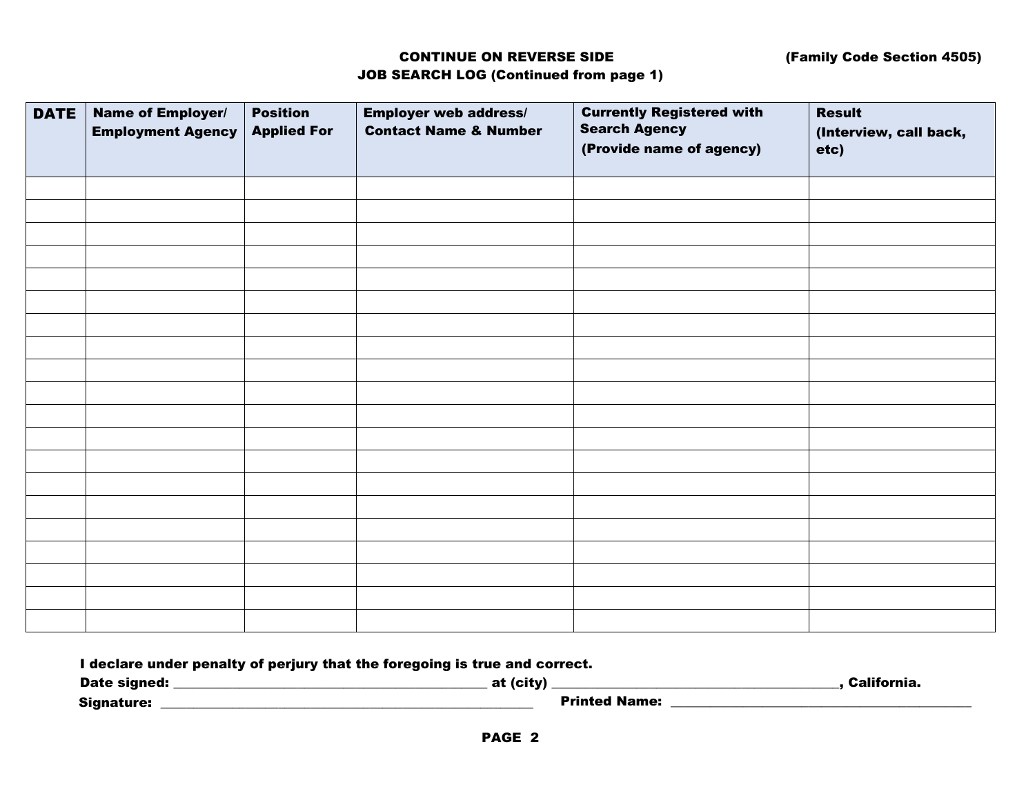**CONTINUE ON REVERSE SIDE** **(Family Code Section 4505)**

**JOB SEARCH LOG (Continued from page 1)**

| DATE | Name of Employer/ Employment Agency | Position Applied For | Employer web address/ Contact Name & Number | Currently Registered with Search Agency (Provide name of agency) | Result (Interview, call back, etc) |
|---|---|---|---|---|---|
| | | | | | |
| | | | | | |
| | | | | | |
| | | | | | |
| | | | | | |
| | | | | | |
| | | | | | |
| | | | | | |
| | | | | | |
| | | | | | |
| | | | | | |
| | | | | | |
| | | | | | |
| | | | | | |
| | | | | | |
| | | | | | |
| | | | | | |
| | | | | | |
| | | | | | |
| | | | | | |

**I declare under penalty of perjury that the foregoing is true and correct.**

**Date signed:** ______________________________ **at (city)** ______________________________**, California.**

**Signature:** ______________________________ **Printed Name:** ______________________________